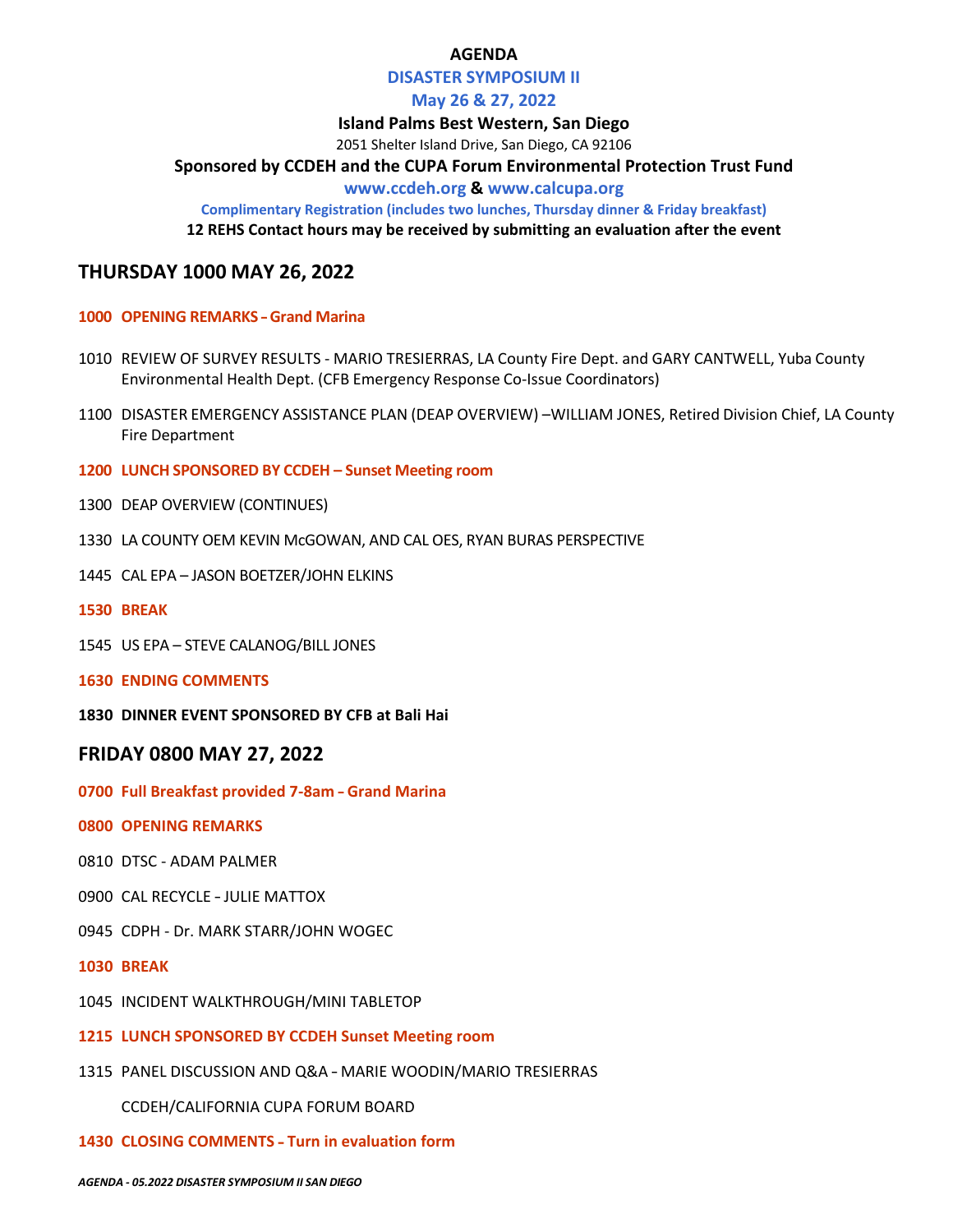**AGENDA**

**DISASTER SYMPOSIUM II**

**May 26 & 27, 2022**

**Island Palms Best Western, San Diego**

2051 Shelter Island Drive, San Diego, CA 92106

**Sponsored by CCDEH and the CUPA Forum Environmental Protection Trust Fund**

**www.ccdeh.org & www.calcupa.org**

**Complimentary Registration (includes two lunches, Thursday dinner & Friday breakfast)**

**12 REHS Contact hours may be received by submitting an evaluation after the event**

## THURSDAY 1000 MAY 26, 2022

**1000 OPENING REMARKS – Grand Marina**

1010 REVIEW OF SURVEY RESULTS - MARIO TRESIERRAS, LA County Fire Dept. and GARY CANTWELL, Yuba County Environmental Health Dept. (CFB Emergency Response Co-Issue Coordinators)

1100 DISASTER EMERGENCY ASSISTANCE PLAN (DEAP OVERVIEW) –WILLIAM JONES, Retired Division Chief, LA County Fire Department

**1200 LUNCH SPONSORED BY CCDEH – Sunset Meeting room**

1300 DEAP OVERVIEW (CONTINUES)

1330 LA COUNTY OEM KEVIN McGOWAN, AND CAL OES, RYAN BURAS PERSPECTIVE

1445 CAL EPA – JASON BOETZER/JOHN ELKINS

**1530 BREAK**

1545 US EPA – STEVE CALANOG/BILL JONES

**1630 ENDING COMMENTS**

**1830 DINNER EVENT SPONSORED BY CFB at Bali Hai**

## FRIDAY 0800 MAY 27, 2022

**0700 Full Breakfast provided 7-8am – Grand Marina**

**0800 OPENING REMARKS**

0810 DTSC - ADAM PALMER

0900 CAL RECYCLE – JULIE MATTOX

0945 CDPH - Dr. MARK STARR/JOHN WOGEC

**1030 BREAK**

1045 INCIDENT WALKTHROUGH/MINI TABLETOP

**1215 LUNCH SPONSORED BY CCDEH Sunset Meeting room**

1315 PANEL DISCUSSION AND Q&A – MARIE WOODIN/MARIO TRESIERRAS

CCDEH/CALIFORNIA CUPA FORUM BOARD

**1430 CLOSING COMMENTS – Turn in evaluation form**

***AGENDA - 05.2022 DISASTER SYMPOSIUM II SAN DIEGO***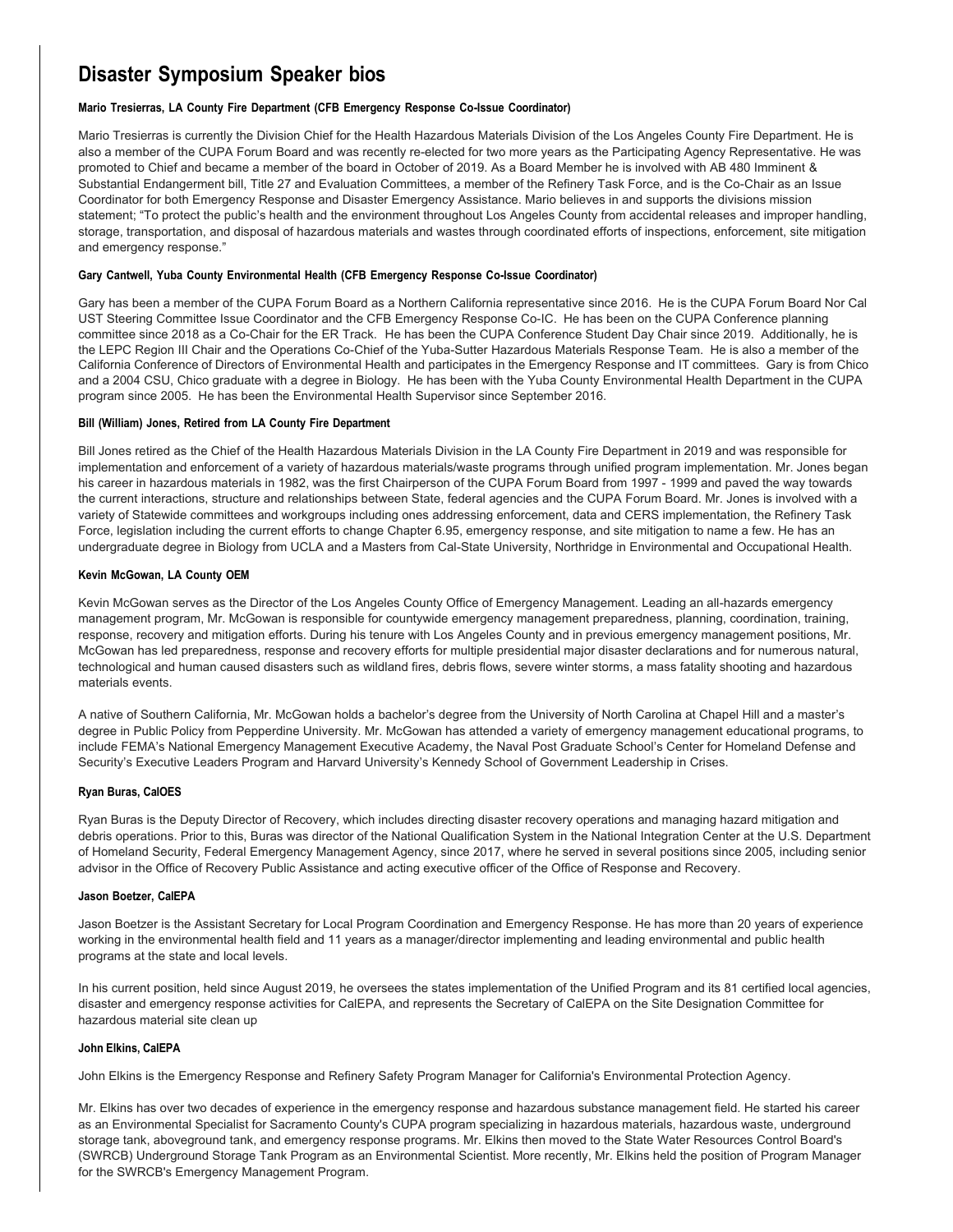# Disaster Symposium Speaker bios

#### Mario Tresierras, LA County Fire Department (CFB Emergency Response Co-Issue Coordinator)

Mario Tresierras is currently the Division Chief for the Health Hazardous Materials Division of the Los Angeles County Fire Department. He is also a member of the CUPA Forum Board and was recently re-elected for two more years as the Participating Agency Representative. He was promoted to Chief and became a member of the board in October of 2019. As a Board Member he is involved with AB 480 Imminent & Substantial Endangerment bill, Title 27 and Evaluation Committees, a member of the Refinery Task Force, and is the Co-Chair as an Issue Coordinator for both Emergency Response and Disaster Emergency Assistance. Mario believes in and supports the divisions mission statement; "To protect the public's health and the environment throughout Los Angeles County from accidental releases and improper handling, storage, transportation, and disposal of hazardous materials and wastes through coordinated efforts of inspections, enforcement, site mitigation and emergency response."

#### Gary Cantwell, Yuba County Environmental Health (CFB Emergency Response Co-Issue Coordinator)

Gary has been a member of the CUPA Forum Board as a Northern California representative since 2016. He is the CUPA Forum Board Nor Cal UST Steering Committee Issue Coordinator and the CFB Emergency Response Co-IC. He has been on the CUPA Conference planning committee since 2018 as a Co-Chair for the ER Track. He has been the CUPA Conference Student Day Chair since 2019. Additionally, he is the LEPC Region III Chair and the Operations Co-Chief of the Yuba-Sutter Hazardous Materials Response Team. He is also a member of the California Conference of Directors of Environmental Health and participates in the Emergency Response and IT committees. Gary is from Chico and a 2004 CSU, Chico graduate with a degree in Biology. He has been with the Yuba County Environmental Health Department in the CUPA program since 2005. He has been the Environmental Health Supervisor since September 2016.

#### Bill (William) Jones, Retired from LA County Fire Department

Bill Jones retired as the Chief of the Health Hazardous Materials Division in the LA County Fire Department in 2019 and was responsible for implementation and enforcement of a variety of hazardous materials/waste programs through unified program implementation. Mr. Jones began his career in hazardous materials in 1982, was the first Chairperson of the CUPA Forum Board from 1997 - 1999 and paved the way towards the current interactions, structure and relationships between State, federal agencies and the CUPA Forum Board. Mr. Jones is involved with a variety of Statewide committees and workgroups including ones addressing enforcement, data and CERS implementation, the Refinery Task Force, legislation including the current efforts to change Chapter 6.95, emergency response, and site mitigation to name a few. He has an undergraduate degree in Biology from UCLA and a Masters from Cal-State University, Northridge in Environmental and Occupational Health.

#### Kevin McGowan, LA County OEM

Kevin McGowan serves as the Director of the Los Angeles County Office of Emergency Management. Leading an all-hazards emergency management program, Mr. McGowan is responsible for countywide emergency management preparedness, planning, coordination, training, response, recovery and mitigation efforts. During his tenure with Los Angeles County and in previous emergency management positions, Mr. McGowan has led preparedness, response and recovery efforts for multiple presidential major disaster declarations and for numerous natural, technological and human caused disasters such as wildland fires, debris flows, severe winter storms, a mass fatality shooting and hazardous materials events.

A native of Southern California, Mr. McGowan holds a bachelor's degree from the University of North Carolina at Chapel Hill and a master's degree in Public Policy from Pepperdine University. Mr. McGowan has attended a variety of emergency management educational programs, to include FEMA's National Emergency Management Executive Academy, the Naval Post Graduate School's Center for Homeland Defense and Security's Executive Leaders Program and Harvard University's Kennedy School of Government Leadership in Crises.

#### Ryan Buras, CalOES

Ryan Buras is the Deputy Director of Recovery, which includes directing disaster recovery operations and managing hazard mitigation and debris operations. Prior to this, Buras was director of the National Qualification System in the National Integration Center at the U.S. Department of Homeland Security, Federal Emergency Management Agency, since 2017, where he served in several positions since 2005, including senior advisor in the Office of Recovery Public Assistance and acting executive officer of the Office of Response and Recovery.

#### Jason Boetzer, CalEPA

Jason Boetzer is the Assistant Secretary for Local Program Coordination and Emergency Response. He has more than 20 years of experience working in the environmental health field and 11 years as a manager/director implementing and leading environmental and public health programs at the state and local levels.

In his current position, held since August 2019, he oversees the states implementation of the Unified Program and its 81 certified local agencies, disaster and emergency response activities for CalEPA, and represents the Secretary of CalEPA on the Site Designation Committee for hazardous material site clean up

#### John Elkins, CalEPA

John Elkins is the Emergency Response and Refinery Safety Program Manager for California's Environmental Protection Agency.

Mr. Elkins has over two decades of experience in the emergency response and hazardous substance management field. He started his career as an Environmental Specialist for Sacramento County's CUPA program specializing in hazardous materials, hazardous waste, underground storage tank, aboveground tank, and emergency response programs. Mr. Elkins then moved to the State Water Resources Control Board's (SWRCB) Underground Storage Tank Program as an Environmental Scientist. More recently, Mr. Elkins held the position of Program Manager for the SWRCB's Emergency Management Program.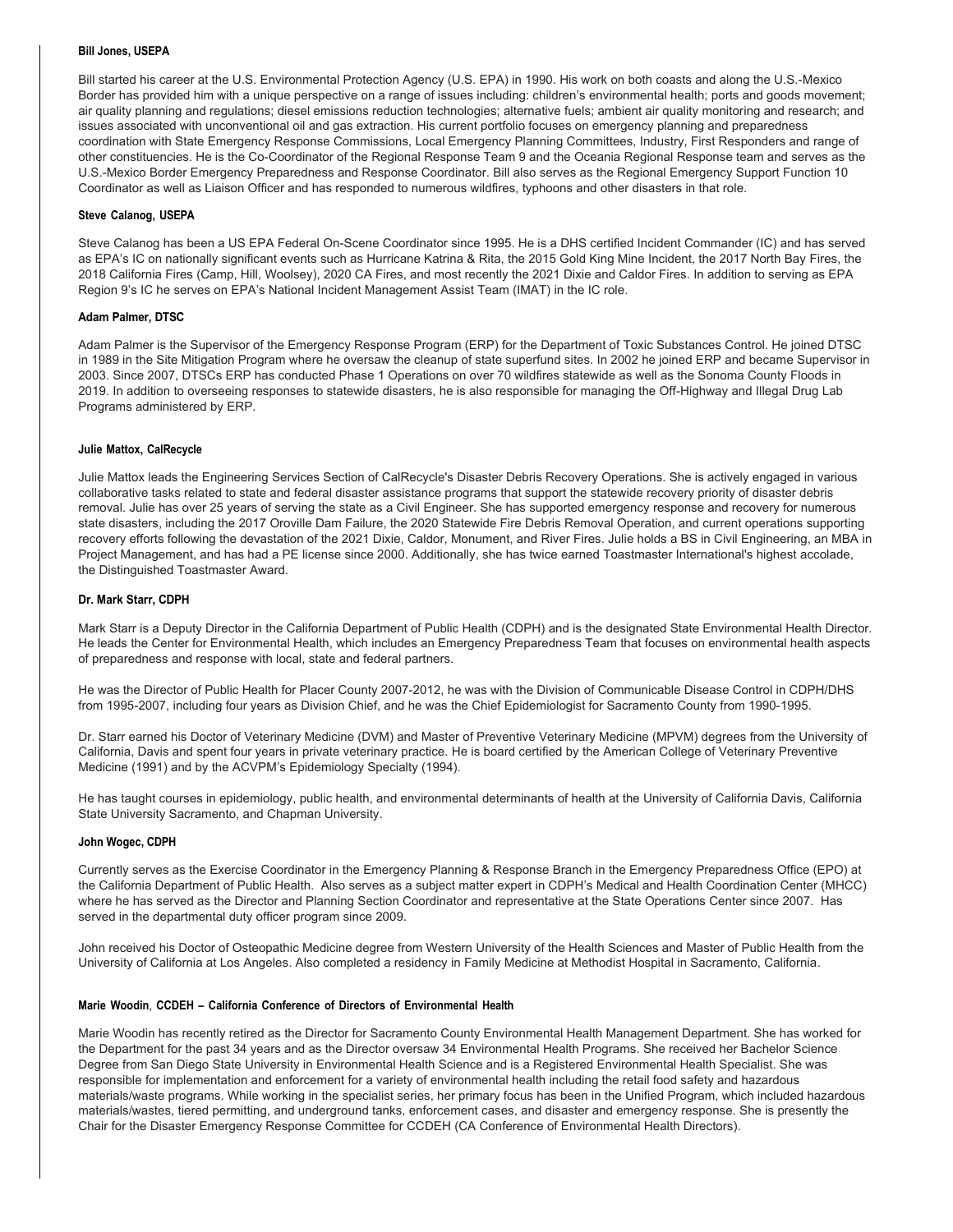**Bill Jones, USEPA**

Bill started his career at the U.S. Environmental Protection Agency (U.S. EPA) in 1990. His work on both coasts and along the U.S.-Mexico Border has provided him with a unique perspective on a range of issues including: children's environmental health; ports and goods movement; air quality planning and regulations; diesel emissions reduction technologies; alternative fuels; ambient air quality monitoring and research; and issues associated with unconventional oil and gas extraction. His current portfolio focuses on emergency planning and preparedness coordination with State Emergency Response Commissions, Local Emergency Planning Committees, Industry, First Responders and range of other constituencies. He is the Co-Coordinator of the Regional Response Team 9 and the Oceania Regional Response team and serves as the U.S.-Mexico Border Emergency Preparedness and Response Coordinator. Bill also serves as the Regional Emergency Support Function 10 Coordinator as well as Liaison Officer and has responded to numerous wildfires, typhoons and other disasters in that role.

**Steve Calanog, USEPA**

Steve Calanog has been a US EPA Federal On-Scene Coordinator since 1995. He is a DHS certified Incident Commander (IC) and has served as EPA's IC on nationally significant events such as Hurricane Katrina & Rita, the 2015 Gold King Mine Incident, the 2017 North Bay Fires, the 2018 California Fires (Camp, Hill, Woolsey), 2020 CA Fires, and most recently the 2021 Dixie and Caldor Fires. In addition to serving as EPA Region 9's IC he serves on EPA's National Incident Management Assist Team (IMAT) in the IC role.

**Adam Palmer, DTSC**

Adam Palmer is the Supervisor of the Emergency Response Program (ERP) for the Department of Toxic Substances Control. He joined DTSC in 1989 in the Site Mitigation Program where he oversaw the cleanup of state superfund sites. In 2002 he joined ERP and became Supervisor in 2003. Since 2007, DTSCs ERP has conducted Phase 1 Operations on over 70 wildfires statewide as well as the Sonoma County Floods in 2019. In addition to overseeing responses to statewide disasters, he is also responsible for managing the Off-Highway and Illegal Drug Lab Programs administered by ERP.

**Julie Mattox, CalRecycle**

Julie Mattox leads the Engineering Services Section of CalRecycle's Disaster Debris Recovery Operations. She is actively engaged in various collaborative tasks related to state and federal disaster assistance programs that support the statewide recovery priority of disaster debris removal. Julie has over 25 years of serving the state as a Civil Engineer. She has supported emergency response and recovery for numerous state disasters, including the 2017 Oroville Dam Failure, the 2020 Statewide Fire Debris Removal Operation, and current operations supporting recovery efforts following the devastation of the 2021 Dixie, Caldor, Monument, and River Fires. Julie holds a BS in Civil Engineering, an MBA in Project Management, and has had a PE license since 2000. Additionally, she has twice earned Toastmaster International's highest accolade, the Distinguished Toastmaster Award.

**Dr. Mark Starr, CDPH**

Mark Starr is a Deputy Director in the California Department of Public Health (CDPH) and is the designated State Environmental Health Director. He leads the Center for Environmental Health, which includes an Emergency Preparedness Team that focuses on environmental health aspects of preparedness and response with local, state and federal partners.

He was the Director of Public Health for Placer County 2007-2012, he was with the Division of Communicable Disease Control in CDPH/DHS from 1995-2007, including four years as Division Chief, and he was the Chief Epidemiologist for Sacramento County from 1990-1995.

Dr. Starr earned his Doctor of Veterinary Medicine (DVM) and Master of Preventive Veterinary Medicine (MPVM) degrees from the University of California, Davis and spent four years in private veterinary practice. He is board certified by the American College of Veterinary Preventive Medicine (1991) and by the ACVPM's Epidemiology Specialty (1994).

He has taught courses in epidemiology, public health, and environmental determinants of health at the University of California Davis, California State University Sacramento, and Chapman University.

**John Wogec, CDPH**

Currently serves as the Exercise Coordinator in the Emergency Planning & Response Branch in the Emergency Preparedness Office (EPO) at the California Department of Public Health. Also serves as a subject matter expert in CDPH's Medical and Health Coordination Center (MHCC) where he has served as the Director and Planning Section Coordinator and representative at the State Operations Center since 2007. Has served in the departmental duty officer program since 2009.

John received his Doctor of Osteopathic Medicine degree from Western University of the Health Sciences and Master of Public Health from the University of California at Los Angeles. Also completed a residency in Family Medicine at Methodist Hospital in Sacramento, California.

**Marie Woodin, CCDEH – California Conference of Directors of Environmental Health**

Marie Woodin has recently retired as the Director for Sacramento County Environmental Health Management Department. She has worked for the Department for the past 34 years and as the Director oversaw 34 Environmental Health Programs. She received her Bachelor Science Degree from San Diego State University in Environmental Health Science and is a Registered Environmental Health Specialist. She was responsible for implementation and enforcement for a variety of environmental health including the retail food safety and hazardous materials/waste programs. While working in the specialist series, her primary focus has been in the Unified Program, which included hazardous materials/wastes, tiered permitting, and underground tanks, enforcement cases, and disaster and emergency response. She is presently the Chair for the Disaster Emergency Response Committee for CCDEH (CA Conference of Environmental Health Directors).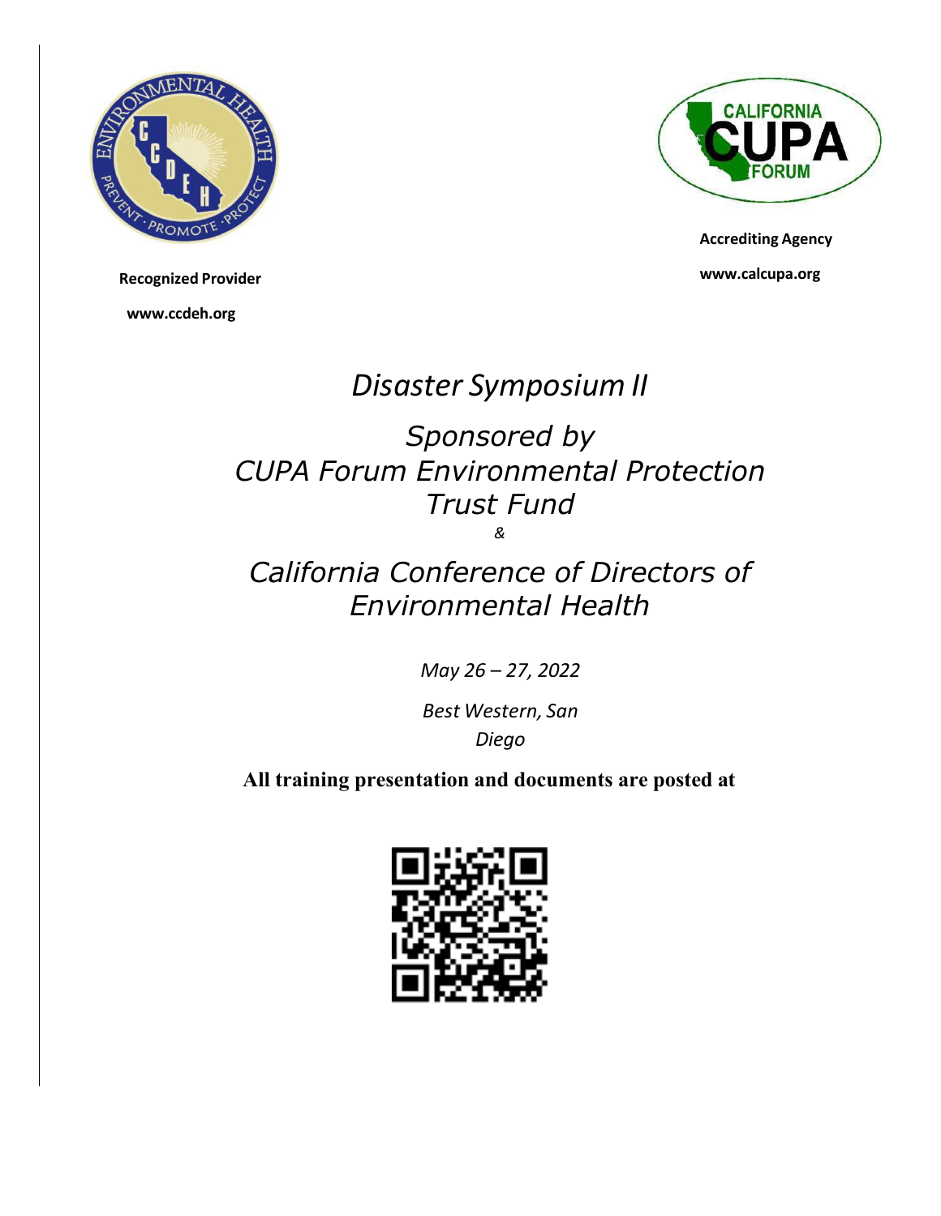Recognized Provider

www.ccdeh.org

Accrediting Agency

www.calcupa.org

# *Disaster Symposium II*

## *Sponsored by CUPA Forum Environmental Protection Trust Fund*

*&*

## *California Conference of Directors of Environmental Health*

*May 26 – 27, 2022*

*Best Western, San Diego*

**All training presentation and documents are posted at**